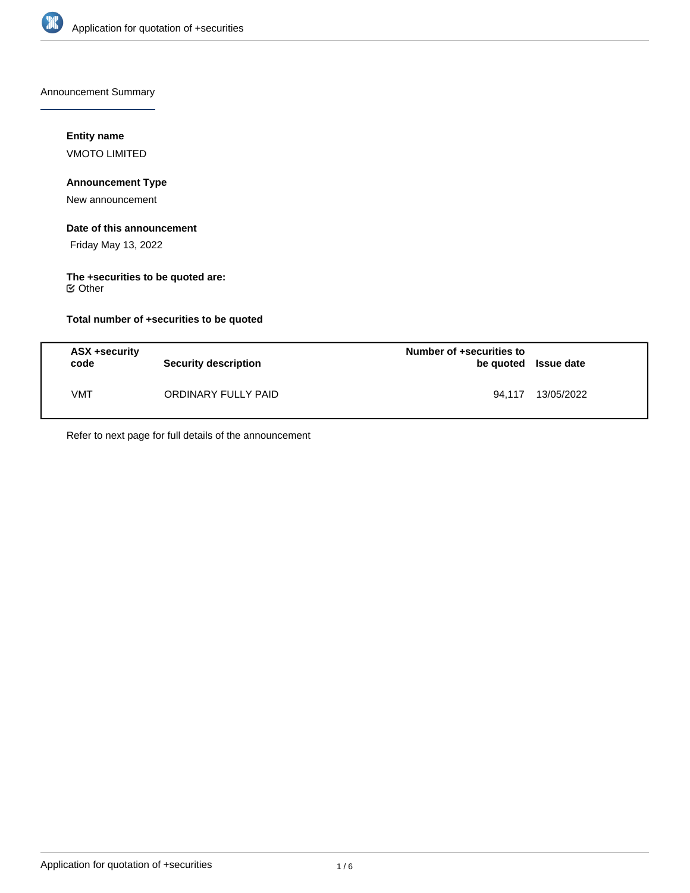Announcement Summary

**Entity name**

VMOTO LIMITED

**Announcement Type**

New announcement

**Date of this announcement**

Friday May 13, 2022

**The +securities to be quoted are:**

☑ Other

**Total number of +securities to be quoted**

| ASX +security code | Security description | Number of +securities to be quoted | Issue date |
| --- | --- | --- | --- |
| VMT | ORDINARY FULLY PAID | 94,117 | 13/05/2022 |

Refer to next page for full details of the announcement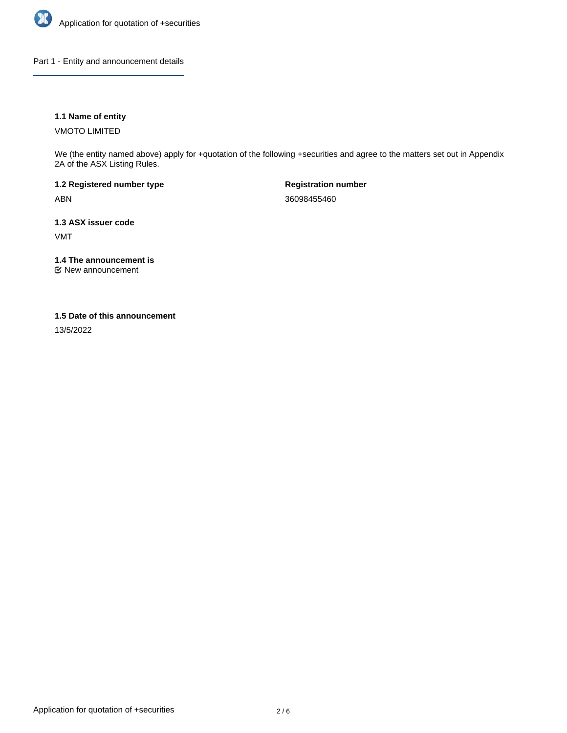## Part 1 - Entity and announcement details

**1.1 Name of entity**

VMOTO LIMITED

We (the entity named above) apply for +quotation of the following +securities and agree to the matters set out in Appendix 2A of the ASX Listing Rules.

**1.2 Registered number type**

ABN

**Registration number**

36098455460

**1.3 ASX issuer code**

VMT

**1.4 The announcement is**

☑ New announcement

**1.5 Date of this announcement**

13/5/2022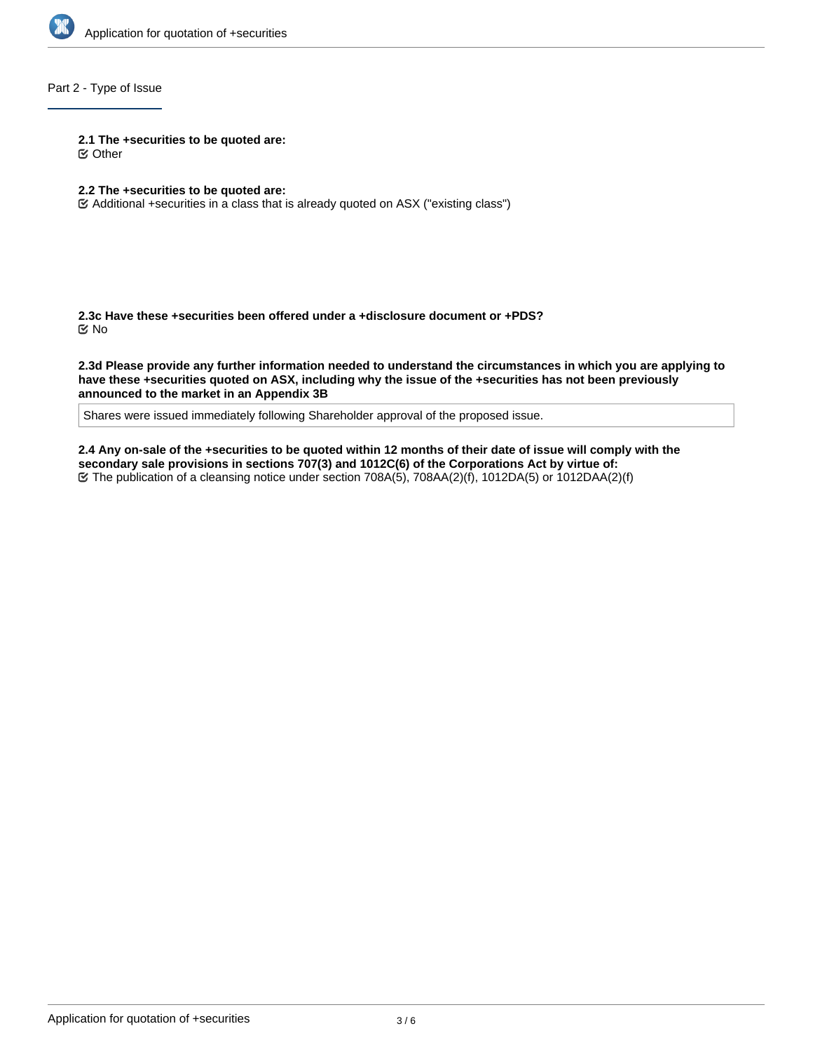## Part 2 - Type of Issue

**2.1 The +securities to be quoted are:**
☑ Other

**2.2 The +securities to be quoted are:**
☑ Additional +securities in a class that is already quoted on ASX ("existing class")

**2.3c Have these +securities been offered under a +disclosure document or +PDS?**
☑ No

**2.3d Please provide any further information needed to understand the circumstances in which you are applying to have these +securities quoted on ASX, including why the issue of the +securities has not been previously announced to the market in an Appendix 3B**

Shares were issued immediately following Shareholder approval of the proposed issue.

**2.4 Any on-sale of the +securities to be quoted within 12 months of their date of issue will comply with the secondary sale provisions in sections 707(3) and 1012C(6) of the Corporations Act by virtue of:**
☑ The publication of a cleansing notice under section 708A(5), 708AA(2)(f), 1012DA(5) or 1012DAA(2)(f)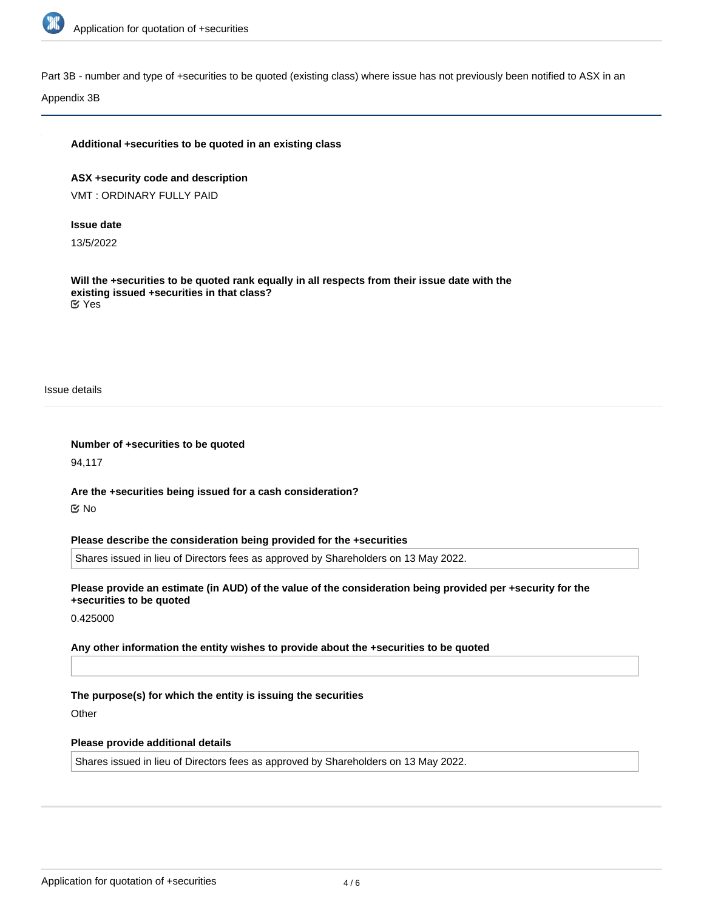Part 3B - number and type of +securities to be quoted (existing class) where issue has not previously been notified to ASX in an Appendix 3B

**Additional +securities to be quoted in an existing class**

**ASX +security code and description**

VMT : ORDINARY FULLY PAID

**Issue date**

13/5/2022

**Will the +securities to be quoted rank equally in all respects from their issue date with the existing issued +securities in that class?**

☑ Yes

Issue details

**Number of +securities to be quoted**

94,117

**Are the +securities being issued for a cash consideration?**

☑ No

**Please describe the consideration being provided for the +securities**

Shares issued in lieu of Directors fees as approved by Shareholders on 13 May 2022.

**Please provide an estimate (in AUD) of the value of the consideration being provided per +security for the +securities to be quoted**

0.425000

**Any other information the entity wishes to provide about the +securities to be quoted**

**The purpose(s) for which the entity is issuing the securities**

Other

**Please provide additional details**

Shares issued in lieu of Directors fees as approved by Shareholders on 13 May 2022.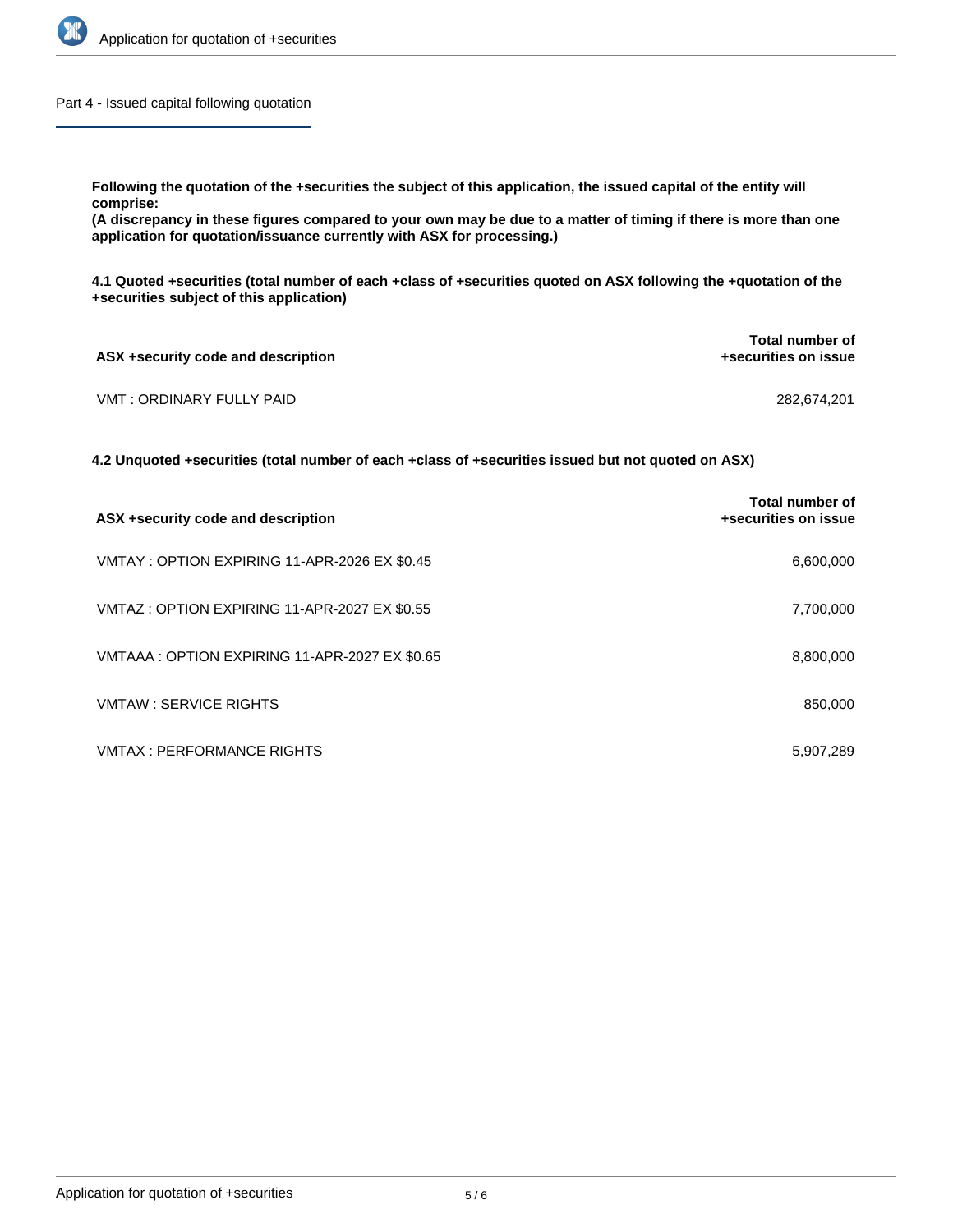## Part 4 - Issued capital following quotation

**Following the quotation of the +securities the subject of this application, the issued capital of the entity will comprise:**
**(A discrepancy in these figures compared to your own may be due to a matter of timing if there is more than one application for quotation/issuance currently with ASX for processing.)**

**4.1 Quoted +securities (total number of each +class of +securities quoted on ASX following the +quotation of the +securities subject of this application)**

| ASX +security code and description | Total number of +securities on issue |
|---|---|
| VMT : ORDINARY FULLY PAID | 282,674,201 |

**4.2 Unquoted +securities (total number of each +class of +securities issued but not quoted on ASX)**

| ASX +security code and description | Total number of +securities on issue |
|---|---|
| VMTAY : OPTION EXPIRING 11-APR-2026 EX $0.45 | 6,600,000 |
| VMTAZ : OPTION EXPIRING 11-APR-2027 EX $0.55 | 7,700,000 |
| VMTAAA : OPTION EXPIRING 11-APR-2027 EX $0.65 | 8,800,000 |
| VMTAW : SERVICE RIGHTS | 850,000 |
| VMTAX : PERFORMANCE RIGHTS | 5,907,289 |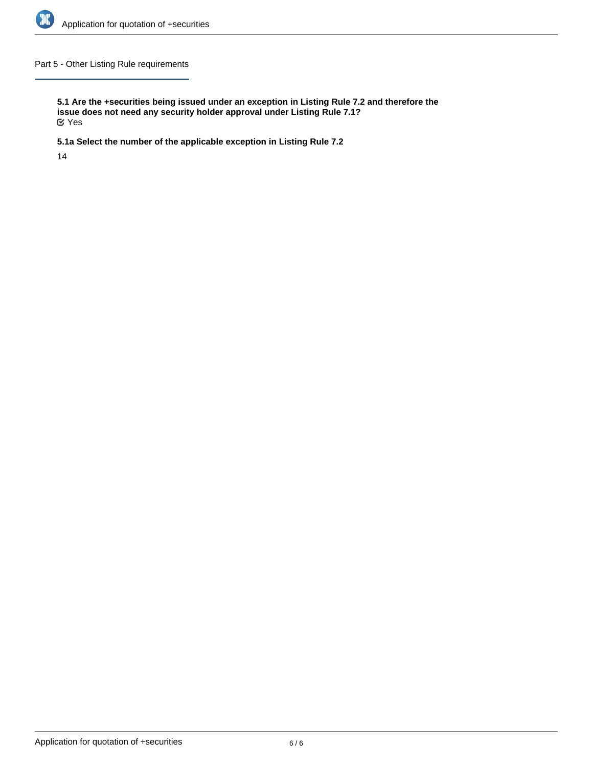## Part 5 - Other Listing Rule requirements

**5.1 Are the +securities being issued under an exception in Listing Rule 7.2 and therefore the issue does not need any security holder approval under Listing Rule 7.1?**

☑ Yes

**5.1a Select the number of the applicable exception in Listing Rule 7.2**

14